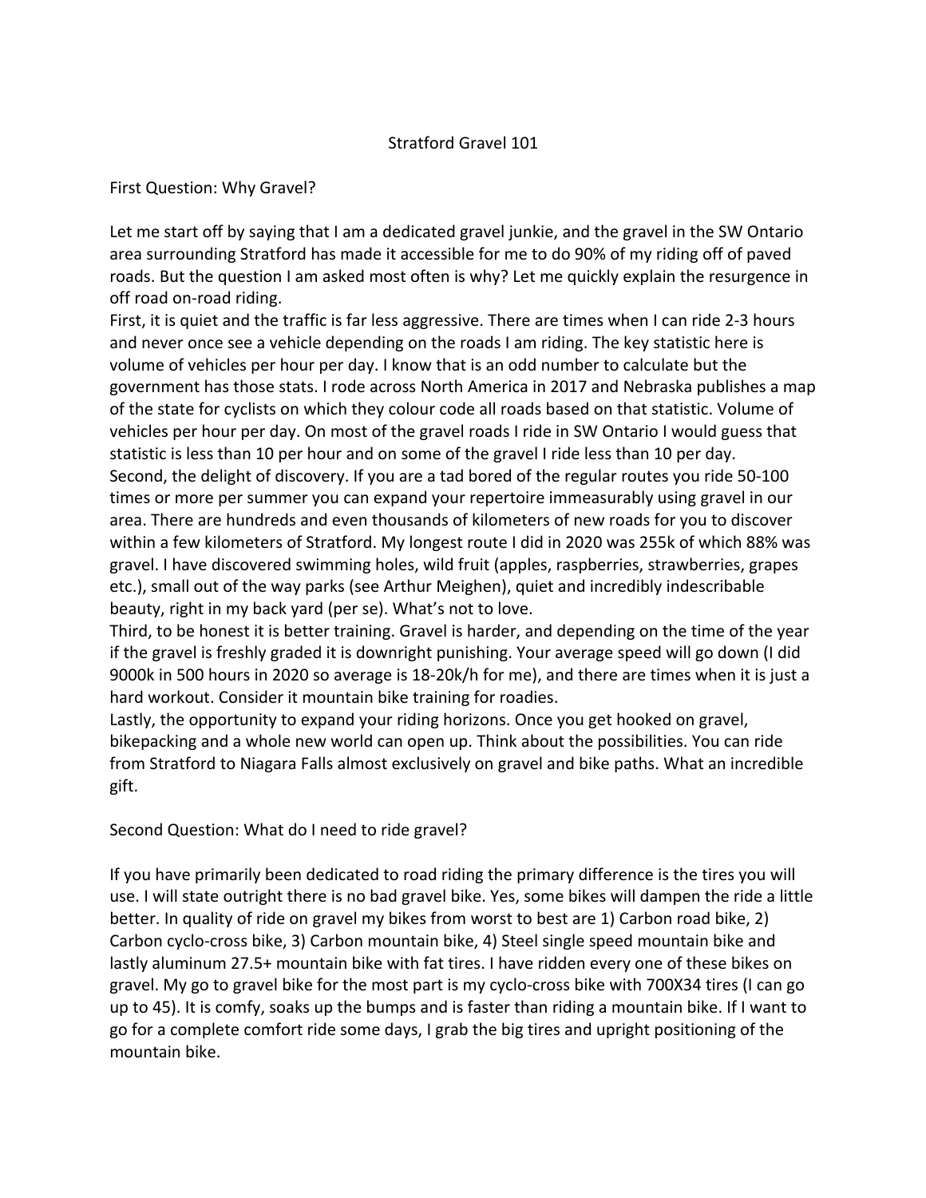# Stratford Gravel 101

## First Question: Why Gravel?

Let me start off by saying that I am a dedicated gravel junkie, and the gravel in the SW Ontario area surrounding Stratford has made it accessible for me to do 90% of my riding off of paved roads. But the question I am asked most often is why? Let me quickly explain the resurgence in off road on-road riding.

First, it is quiet and the traffic is far less aggressive. There are times when I can ride 2-3 hours and never once see a vehicle depending on the roads I am riding. The key statistic here is volume of vehicles per hour per day. I know that is an odd number to calculate but the government has those stats. I rode across North America in 2017 and Nebraska publishes a map of the state for cyclists on which they colour code all roads based on that statistic. Volume of vehicles per hour per day. On most of the gravel roads I ride in SW Ontario I would guess that statistic is less than 10 per hour and on some of the gravel I ride less than 10 per day.

Second, the delight of discovery. If you are a tad bored of the regular routes you ride 50-100 times or more per summer you can expand your repertoire immeasurably using gravel in our area. There are hundreds and even thousands of kilometers of new roads for you to discover within a few kilometers of Stratford. My longest route I did in 2020 was 255k of which 88% was gravel. I have discovered swimming holes, wild fruit (apples, raspberries, strawberries, grapes etc.), small out of the way parks (see Arthur Meighen), quiet and incredibly indescribable beauty, right in my back yard (per se). What's not to love.

Third, to be honest it is better training. Gravel is harder, and depending on the time of the year if the gravel is freshly graded it is downright punishing. Your average speed will go down (I did 9000k in 500 hours in 2020 so average is 18-20k/h for me), and there are times when it is just a hard workout. Consider it mountain bike training for roadies.

Lastly, the opportunity to expand your riding horizons. Once you get hooked on gravel, bikepacking and a whole new world can open up. Think about the possibilities. You can ride from Stratford to Niagara Falls almost exclusively on gravel and bike paths. What an incredible gift.

## Second Question: What do I need to ride gravel?

If you have primarily been dedicated to road riding the primary difference is the tires you will use. I will state outright there is no bad gravel bike. Yes, some bikes will dampen the ride a little better. In quality of ride on gravel my bikes from worst to best are 1) Carbon road bike, 2) Carbon cyclo-cross bike, 3) Carbon mountain bike, 4) Steel single speed mountain bike and lastly aluminum 27.5+ mountain bike with fat tires. I have ridden every one of these bikes on gravel. My go to gravel bike for the most part is my cyclo-cross bike with 700X34 tires (I can go up to 45). It is comfy, soaks up the bumps and is faster than riding a mountain bike. If I want to go for a complete comfort ride some days, I grab the big tires and upright positioning of the mountain bike.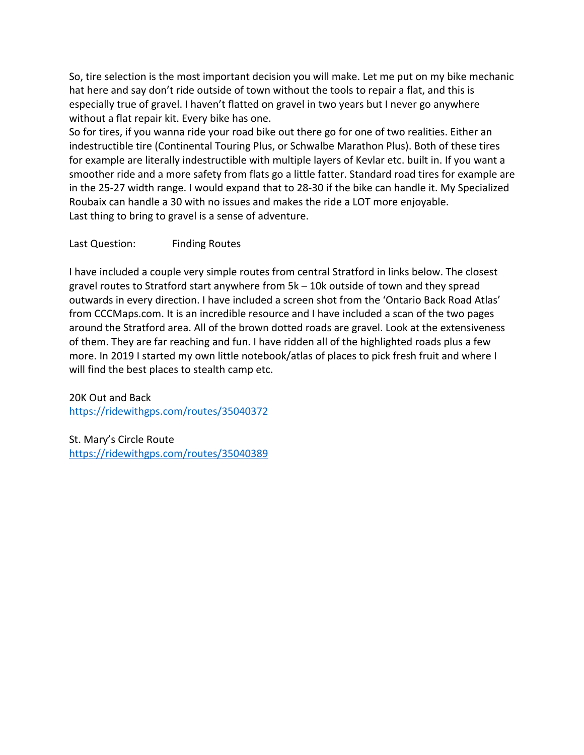So, tire selection is the most important decision you will make. Let me put on my bike mechanic hat here and say don't ride outside of town without the tools to repair a flat, and this is especially true of gravel. I haven't flatted on gravel in two years but I never go anywhere without a flat repair kit. Every bike has one.

So for tires, if you wanna ride your road bike out there go for one of two realities. Either an indestructible tire (Continental Touring Plus, or Schwalbe Marathon Plus). Both of these tires for example are literally indestructible with multiple layers of Kevlar etc. built in. If you want a smoother ride and a more safety from flats go a little fatter. Standard road tires for example are in the 25-27 width range. I would expand that to 28-30 if the bike can handle it. My Specialized Roubaix can handle a 30 with no issues and makes the ride a LOT more enjoyable.

Last thing to bring to gravel is a sense of adventure.

Last Question: Finding Routes

I have included a couple very simple routes from central Stratford in links below. The closest gravel routes to Stratford start anywhere from 5k – 10k outside of town and they spread outwards in every direction. I have included a screen shot from the 'Ontario Back Road Atlas' from CCCMaps.com. It is an incredible resource and I have included a scan of the two pages around the Stratford area. All of the brown dotted roads are gravel. Look at the extensiveness of them. They are far reaching and fun. I have ridden all of the highlighted roads plus a few more. In 2019 I started my own little notebook/atlas of places to pick fresh fruit and where I will find the best places to stealth camp etc.

20K Out and Back
https://ridewithgps.com/routes/35040372

St. Mary's Circle Route
https://ridewithgps.com/routes/35040389